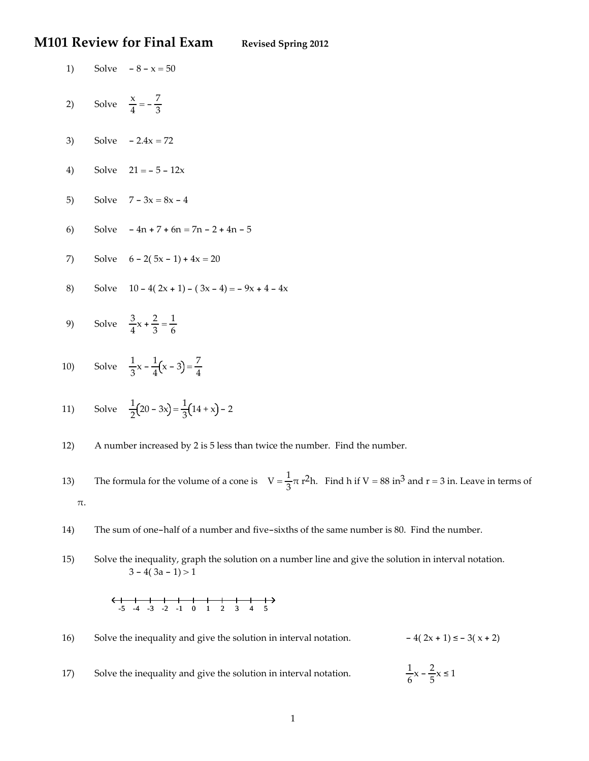# M101 Review for Final Exam **Revised Spring 2012**

1) Solve $-8 - x = 50$

2) Solve $\frac{x}{4} = -\frac{7}{3}$

3) Solve $-2.4x = 72$

4) Solve $21 = -5 - 12x$

5) Solve $7 - 3x = 8x - 4$

6) Solve $-4n + 7 + 6n = 7n - 2 + 4n - 5$

7) Solve $6 - 2(5x - 1) + 4x = 20$

8) Solve $10 - 4(2x + 1) - (3x - 4) = -9x + 4 - 4x$

9) Solve $\frac{3}{4}x + \frac{2}{3} = \frac{1}{6}$

10) Solve $\frac{1}{3}x - \frac{1}{4}(x - 3) = \frac{7}{4}$

11) Solve $\frac{1}{2}(20 - 3x) = \frac{1}{3}(14 + x) - 2$

12) A number increased by 2 is 5 less than twice the number. Find the number.

13) The formula for the volume of a cone is $V = \frac{1}{3}\pi r^2 h$. Find h if V = 88 $in^3$ and r = 3 in. Leave in terms of $\pi$.

14) The sum of one-half of a number and five-sixths of the same number is 80. Find the number.

15) Solve the inequality, graph the solution on a number line and give the solution in interval notation.
$3 - 4(3a - 1) > 1$

-5 -4 -3 -2 -1 0 1 2 3 4 5

16) Solve the inequality and give the solution in interval notation. $-4(2x + 1) \le -3(x + 2)$

17) Solve the inequality and give the solution in interval notation. $\frac{1}{6}x - \frac{2}{5}x \le 1$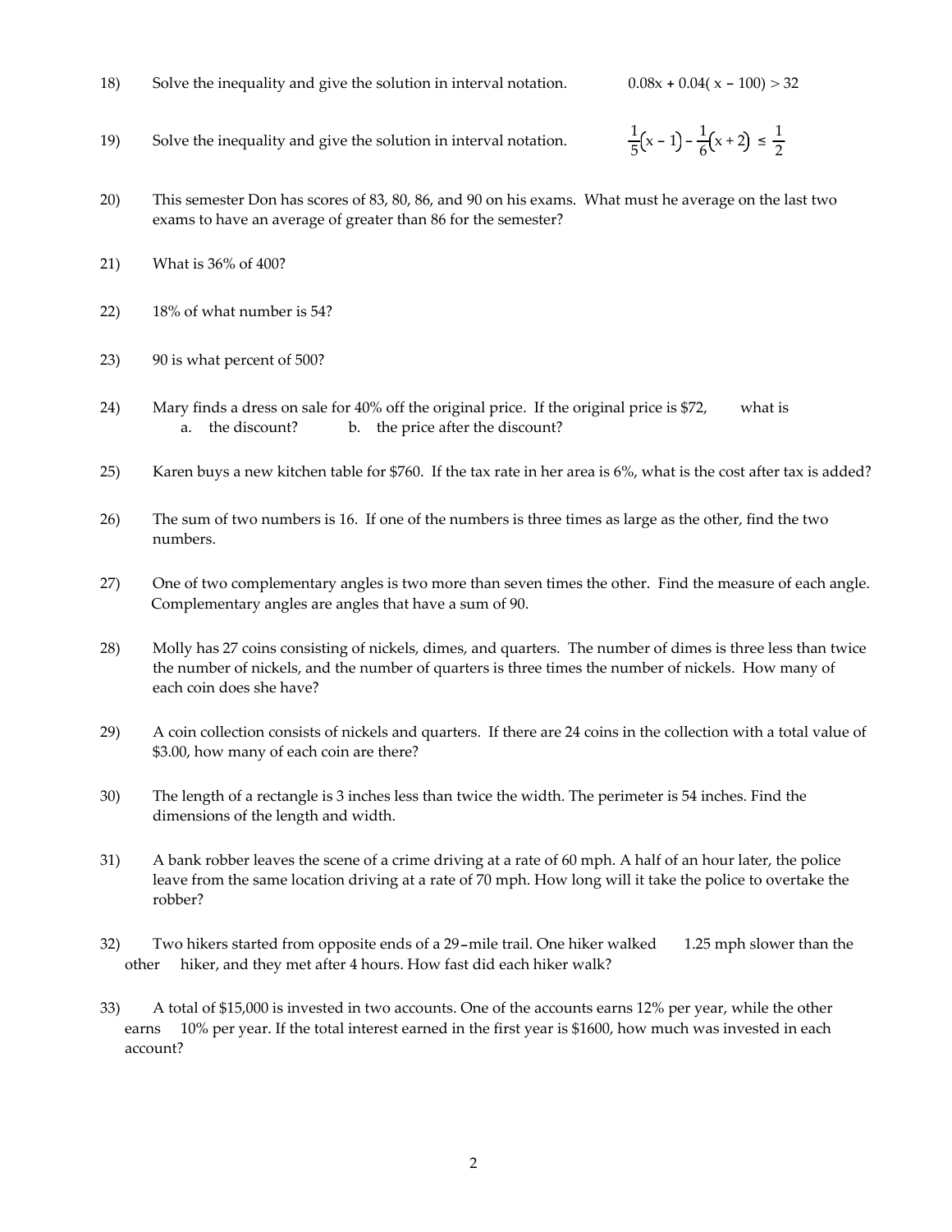18) Solve the inequality and give the solution in interval notation. $0.08x + 0.04(x - 100) > 32$

19) Solve the inequality and give the solution in interval notation. $\frac{1}{5}(x - 1) - \frac{1}{6}(x + 2) \leq \frac{1}{2}$

20) This semester Don has scores of 83, 80, 86, and 90 on his exams. What must he average on the last two exams to have an average of greater than 86 for the semester?

21) What is 36% of 400?

22) 18% of what number is 54?

23) 90 is what percent of 500?

24) Mary finds a dress on sale for 40% off the original price. If the original price is $72, what is
   a. the discount? b. the price after the discount?

25) Karen buys a new kitchen table for $760. If the tax rate in her area is 6%, what is the cost after tax is added?

26) The sum of two numbers is 16. If one of the numbers is three times as large as the other, find the two numbers.

27) One of two complementary angles is two more than seven times the other. Find the measure of each angle. Complementary angles are angles that have a sum of 90.

28) Molly has 27 coins consisting of nickels, dimes, and quarters. The number of dimes is three less than twice the number of nickels, and the number of quarters is three times the number of nickels. How many of each coin does she have?

29) A coin collection consists of nickels and quarters. If there are 24 coins in the collection with a total value of $3.00, how many of each coin are there?

30) The length of a rectangle is 3 inches less than twice the width. The perimeter is 54 inches. Find the dimensions of the length and width.

31) A bank robber leaves the scene of a crime driving at a rate of 60 mph. A half of an hour later, the police leave from the same location driving at a rate of 70 mph. How long will it take the police to overtake the robber?

32) Two hikers started from opposite ends of a 29-mile trail. One hiker walked 1.25 mph slower than the other hiker, and they met after 4 hours. How fast did each hiker walk?

33) A total of $15,000 is invested in two accounts. One of the accounts earns 12% per year, while the other earns 10% per year. If the total interest earned in the first year is $1600, how much was invested in each account?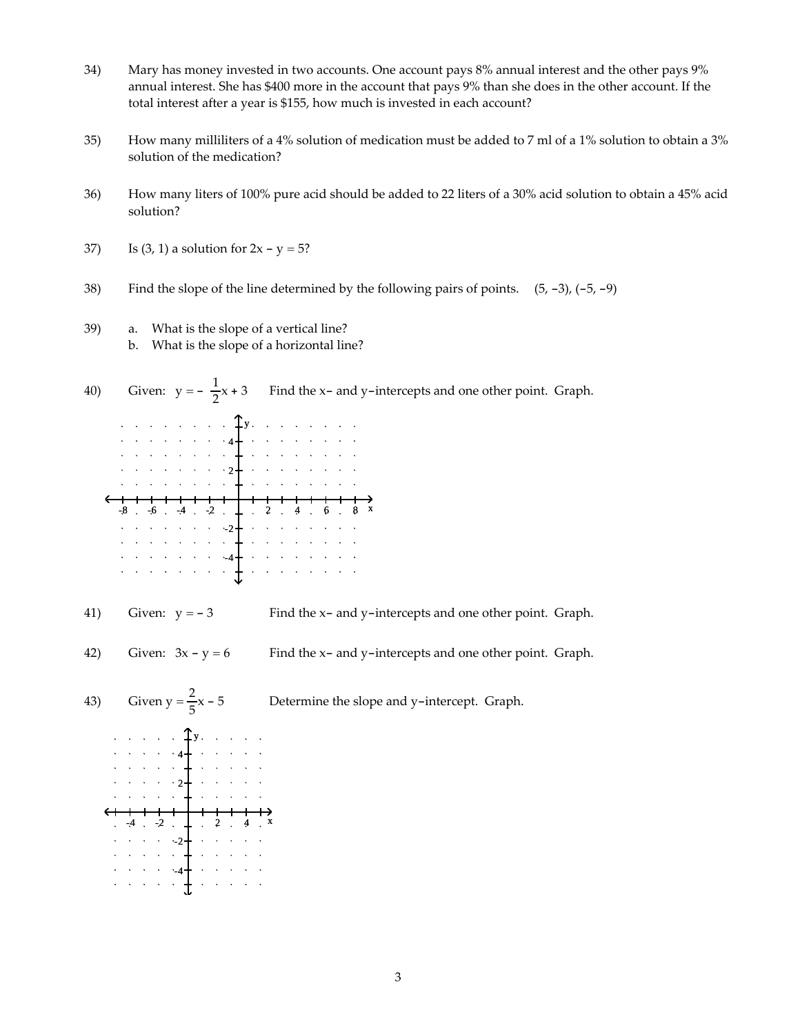34) Mary has money invested in two accounts. One account pays 8% annual interest and the other pays 9% annual interest. She has $400 more in the account that pays 9% than she does in the other account. If the total interest after a year is $155, how much is invested in each account?

35) How many milliliters of a 4% solution of medication must be added to 7 ml of a 1% solution to obtain a 3% solution of the medication?

36) How many liters of 100% pure acid should be added to 22 liters of a 30% acid solution to obtain a 45% acid solution?

37) Is (3, 1) a solution for $2x - y = 5$?

38) Find the slope of the line determined by the following pairs of points. $(5, -3), (-5, -9)$

39) a. What is the slope of a vertical line?
    b. What is the slope of a horizontal line?

40) Given: $y = -\frac{1}{2}x + 3$ Find the x– and y–intercepts and one other point. Graph.

41) Given: $y = -3$ Find the x– and y–intercepts and one other point. Graph.

42) Given: $3x - y = 6$ Find the x– and y–intercepts and one other point. Graph.

43) Given $y = \frac{2}{5}x - 5$ Determine the slope and y–intercept. Graph.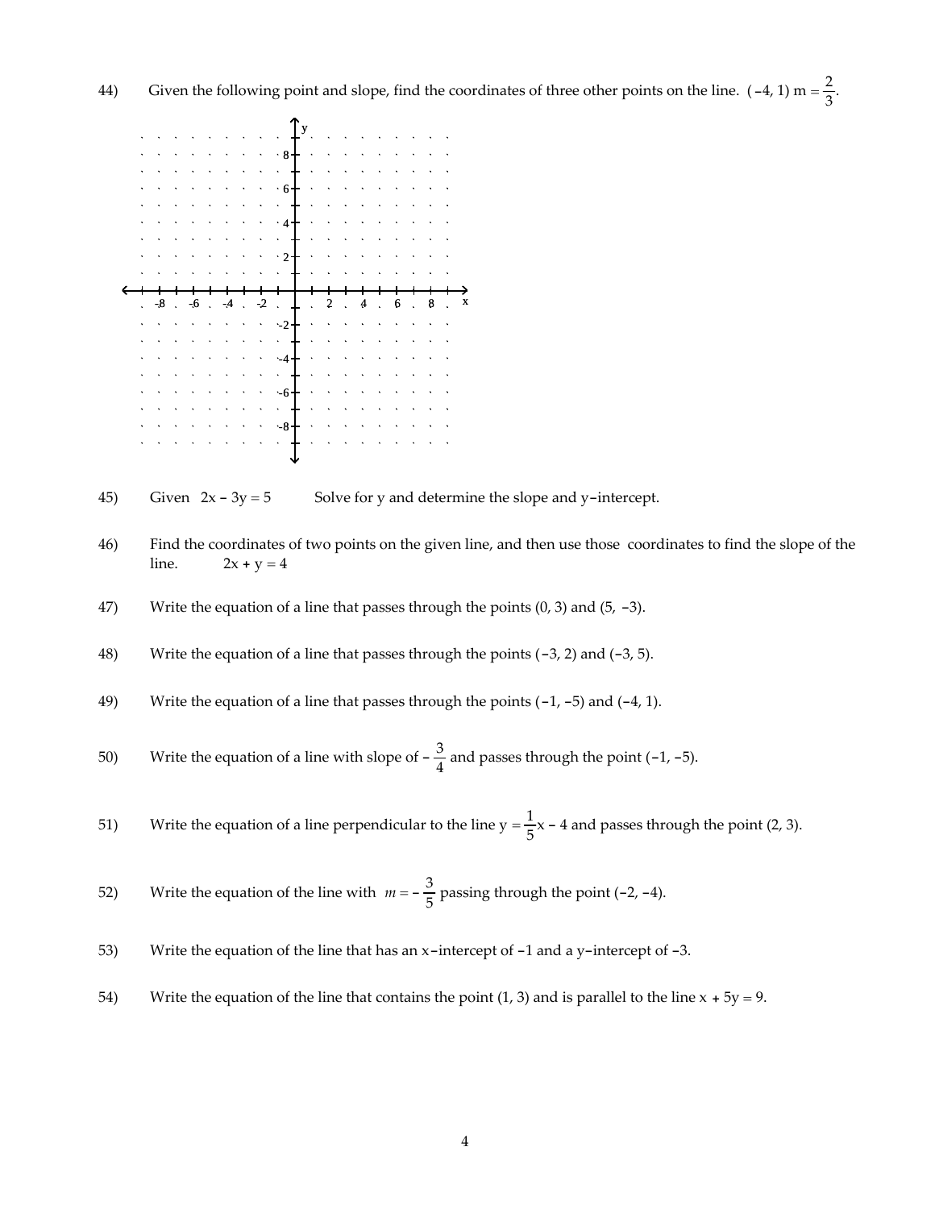44) Given the following point and slope, find the coordinates of three other points on the line. $(-4, 1)$ $m = \frac{2}{3}$.

45) Given $2x - 3y = 5$ Solve for y and determine the slope and y−intercept.

46) Find the coordinates of two points on the given line, and then use those coordinates to find the slope of the line. $2x + y = 4$

47) Write the equation of a line that passes through the points $(0, 3)$ and $(5, -3)$.

48) Write the equation of a line that passes through the points $(-3, 2)$ and $(-3, 5)$.

49) Write the equation of a line that passes through the points $(-1, -5)$ and $(-4, 1)$.

50) Write the equation of a line with slope of $-\frac{3}{4}$ and passes through the point $(-1, -5)$.

51) Write the equation of a line perpendicular to the line $y = \frac{1}{5}x - 4$ and passes through the point $(2, 3)$.

52) Write the equation of the line with $m = -\frac{3}{5}$ passing through the point $(-2, -4)$.

53) Write the equation of the line that has an x−intercept of $-1$ and a y−intercept of $-3$.

54) Write the equation of the line that contains the point $(1, 3)$ and is parallel to the line $x + 5y = 9$.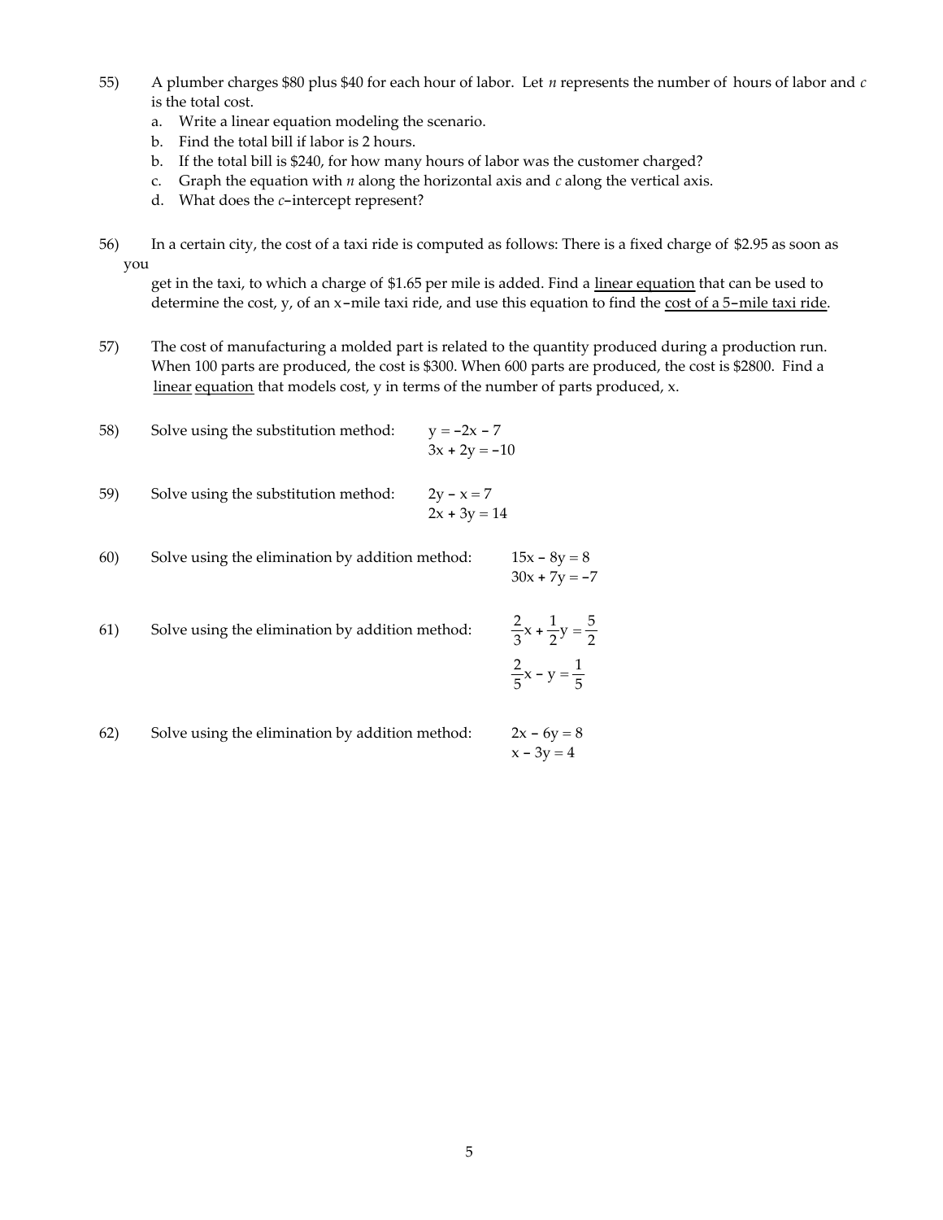55) A plumber charges \$80 plus \$40 for each hour of labor. Let $n$ represents the number of hours of labor and $c$ is the total cost.

   a. Write a linear equation modeling the scenario.
   b. Find the total bill if labor is 2 hours.
   b. If the total bill is \$240, for how many hours of labor was the customer charged?
   c. Graph the equation with $n$ along the horizontal axis and $c$ along the vertical axis.
   d. What does the $c$–intercept represent?

56) In a certain city, the cost of a taxi ride is computed as follows: There is a fixed charge of \$2.95 as soon as you get in the taxi, to which a charge of \$1.65 per mile is added. Find a <u>linear equation</u> that can be used to determine the cost, y, of an x–mile taxi ride, and use this equation to find the <u>cost of a 5–mile taxi ride</u>.

57) The cost of manufacturing a molded part is related to the quantity produced during a production run. When 100 parts are produced, the cost is \$300. When 600 parts are produced, the cost is \$2800. Find a <u>linear equation</u> that models cost, y in terms of the number of parts produced, x.

58) Solve using the substitution method:
$$y = -2x - 7$$
$$3x + 2y = -10$$

59) Solve using the substitution method:
$$2y - x = 7$$
$$2x + 3y = 14$$

60) Solve using the elimination by addition method:
$$15x - 8y = 8$$
$$30x + 7y = -7$$

61) Solve using the elimination by addition method:
$$\frac{2}{3}x + \frac{1}{2}y = \frac{5}{2}$$
$$\frac{2}{5}x - y = \frac{1}{5}$$

62) Solve using the elimination by addition method:
$$2x - 6y = 8$$
$$x - 3y = 4$$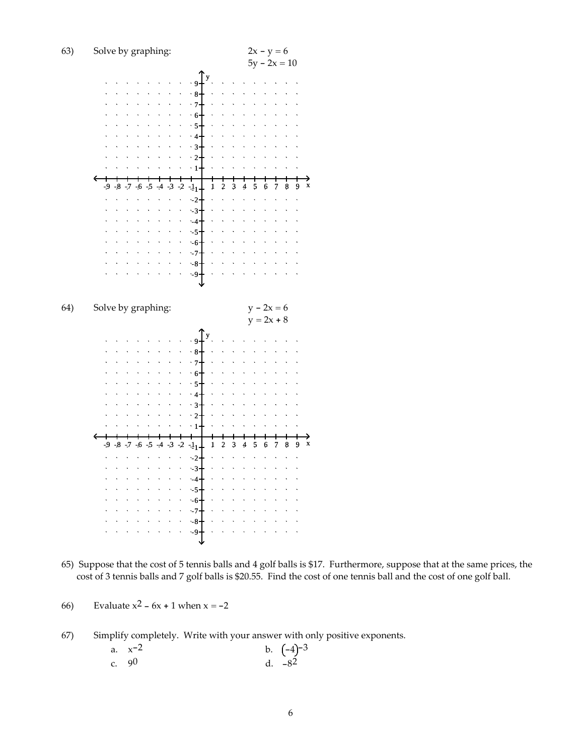63) Solve by graphing:

$$2x - y = 6$$
$$5y - 2x = 10$$

64) Solve by graphing:

$$y - 2x = 6$$
$$y = 2x + 8$$

65) Suppose that the cost of 5 tennis balls and 4 golf balls is \$17. Furthermore, suppose that at the same prices, the cost of 3 tennis balls and 7 golf balls is \$20.55. Find the cost of one tennis ball and the cost of one golf ball.

66) Evaluate $x^2 - 6x + 1$ when $x = -2$

67) Simplify completely. Write with your answer with only positive exponents.

a. $x^{-2}$

b. $(-4)^{-3}$

c. $9^0$

d. $-8^2$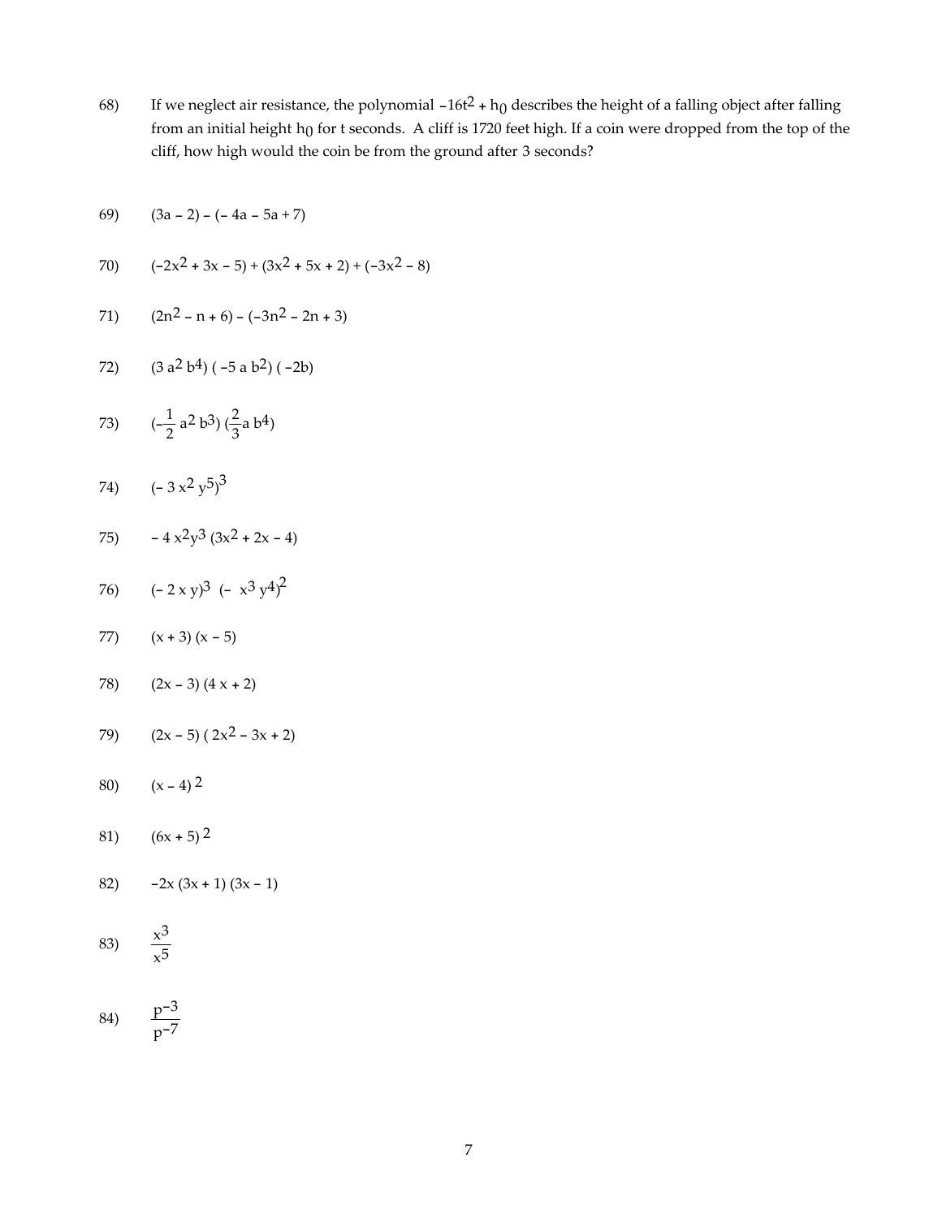68) If we neglect air resistance, the polynomial $-16t^2 + h_0$ describes the height of a falling object after falling from an initial height $h_0$ for t seconds. A cliff is 1720 feet high. If a coin were dropped from the top of the cliff, how high would the coin be from the ground after 3 seconds?

69) $(3a - 2) - (-4a - 5a + 7)$

70) $(-2x^2 + 3x - 5) + (3x^2 + 5x + 2) + (-3x^2 - 8)$

71) $(2n^2 - n + 6) - (-3n^2 - 2n + 3)$

72) $(3a^2b^4)(-5ab^2)(-2b)$

73) $(-\frac{1}{2}a^2b^3)(\frac{2}{3}ab^4)$

74) $(-3x^2y^5)^3$

75) $-4x^2y^3(3x^2 + 2x - 4)$

76) $(-2xy)^3(-x^3y^4)^2$

77) $(x + 3)(x - 5)$

78) $(2x - 3)(4x + 2)$

79) $(2x - 5)(2x^2 - 3x + 2)$

80) $(x - 4)^2$

81) $(6x + 5)^2$

82) $-2x(3x + 1)(3x - 1)$

83) $\dfrac{x^3}{x^5}$

84) $\dfrac{p^{-3}}{p^{-7}}$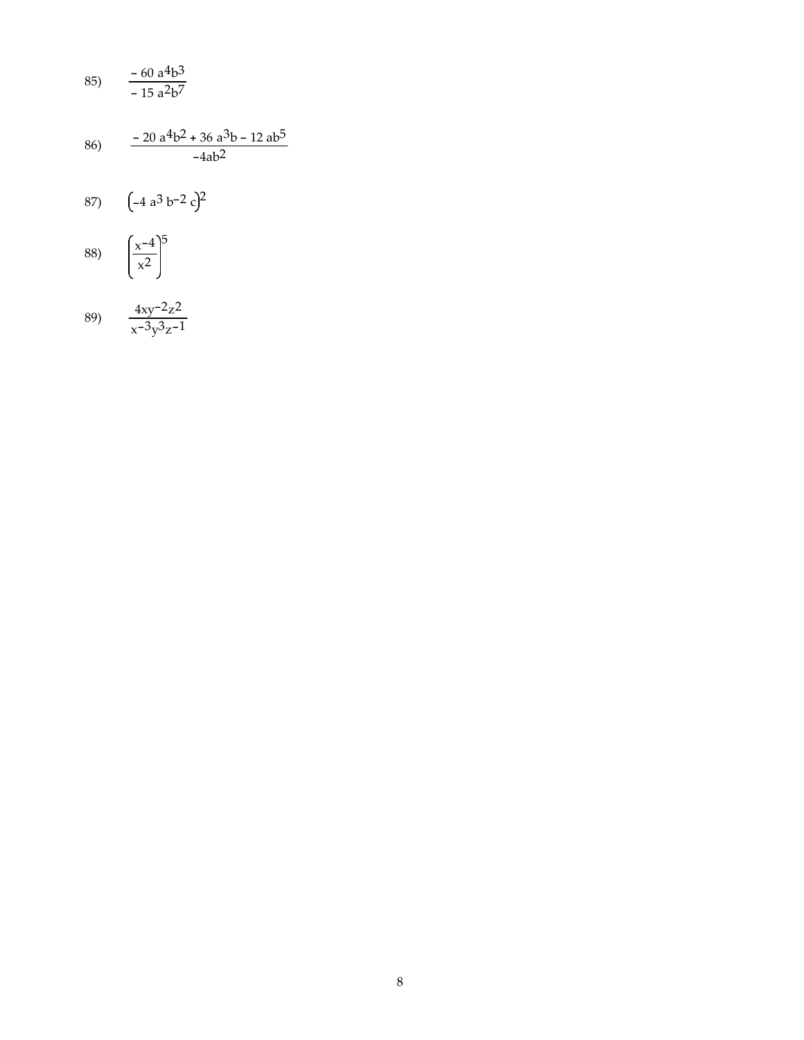85) $\dfrac{-60\,a^4b^3}{-15\,a^2b^7}$

86) $\dfrac{-20\,a^4b^2 + 36\,a^3b - 12\,ab^5}{-4ab^2}$

87) $\left(-4\,a^3\,b^{-2}\,c\right)^2$

88) $\left(\dfrac{x^{-4}}{x^2}\right)^5$

89) $\dfrac{4xy^{-2}z^2}{x^{-3}y^3z^{-1}}$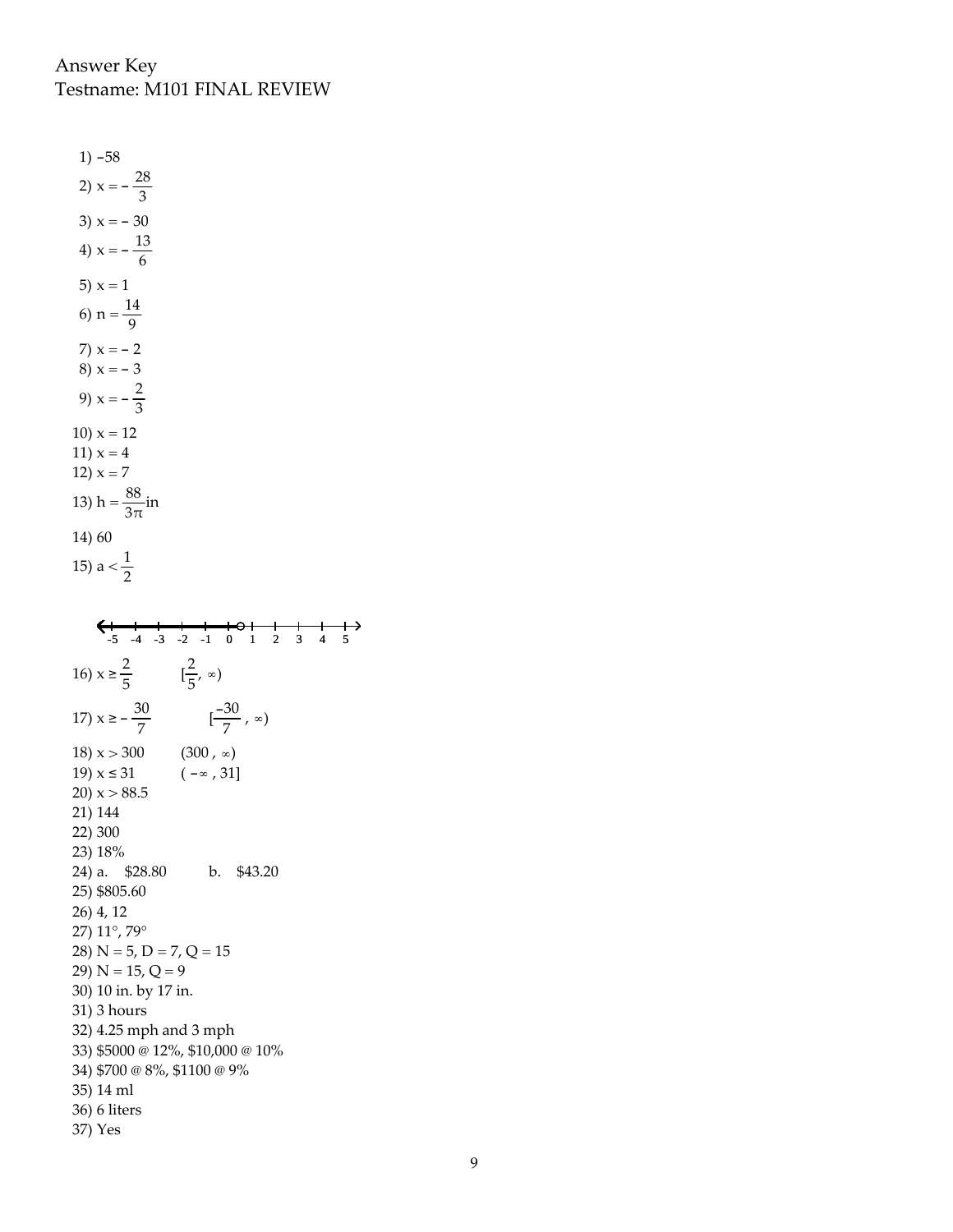Answer Key
Testname: M101 FINAL REVIEW

1) $-58$

2) $x = -\frac{28}{3}$

3) $x = -30$

4) $x = -\frac{13}{6}$

5) $x = 1$

6) $n = \frac{14}{9}$

7) $x = -2$

8) $x = -3$

9) $x = -\frac{2}{3}$

10) $x = 12$

11) $x = 4$

12) $x = 7$

13) $h = \frac{88}{3\pi}$in

14) 60

15) $a < \frac{1}{2}$

-5 -4 -3 -2 -1 0 1 2 3 4 5

16) $x \geq \frac{2}{5}$ $\quad [\frac{2}{5}, \infty)$

17) $x \geq -\frac{30}{7}$ $\quad [\frac{-30}{7}, \infty)$

18) $x > 300$ $\quad (300, \infty)$

19) $x \leq 31$ $\quad (-\infty, 31]$

20) $x > 88.5$

21) 144

22) 300

23) 18%

24) a. $28.80 b. $43.20

25) $805.60

26) 4, 12

27) 11°, 79°

28) N = 5, D = 7, Q = 15

29) N = 15, Q = 9

30) 10 in. by 17 in.

31) 3 hours

32) 4.25 mph and 3 mph

33) $5000 @ 12%, $10,000 @ 10%

34) $700 @ 8%, $1100 @ 9%

35) 14 ml

36) 6 liters

37) Yes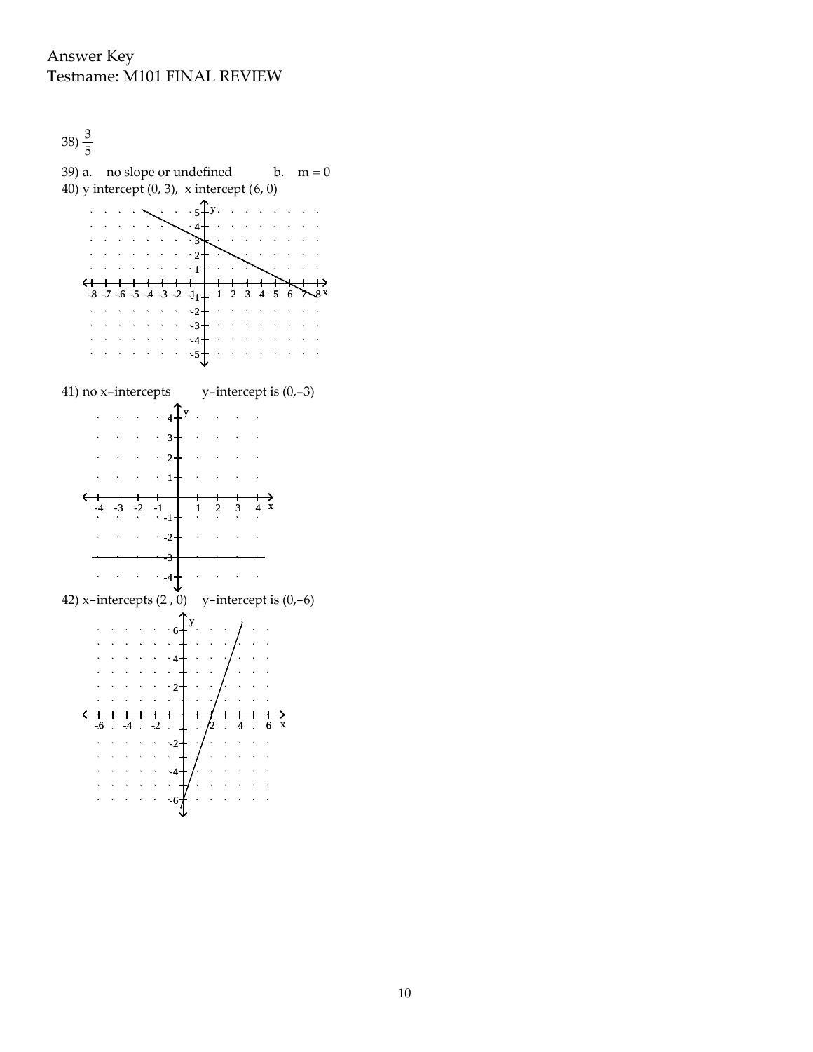Answer Key
Testname: M101 FINAL REVIEW

38) $\frac{3}{5}$

39) a. no slope or undefined b. $m = 0$

40) y intercept $(0, 3)$, x intercept $(6, 0)$

41) no x–intercepts y–intercept is $(0,-3)$

42) x–intercepts $(2, 0)$ y–intercept is $(0,-6)$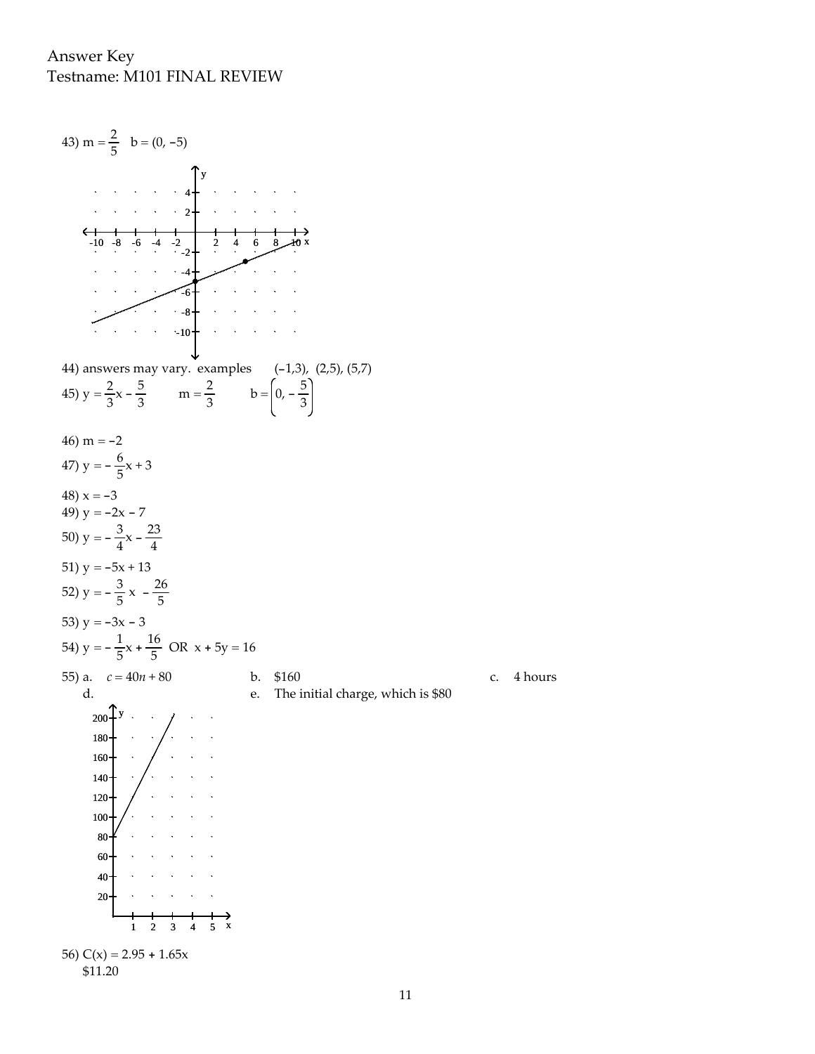Answer Key
Testname: M101 FINAL REVIEW

43) $m = \frac{2}{5}$  $b = (0, -5)$

44) answers may vary. examples  $(-1,3)$, $(2,5)$, $(5,7)$

45) $y = \frac{2}{3}x - \frac{5}{3}$  $m = \frac{2}{3}$  $b = \left(0, -\frac{5}{3}\right)$

46) $m = -2$

47) $y = -\frac{6}{5}x + 3$

48) $x = -3$

49) $y = -2x - 7$

50) $y = -\frac{3}{4}x - \frac{23}{4}$

51) $y = -5x + 13$

52) $y = -\frac{3}{5}x - \frac{26}{5}$

53) $y = -3x - 3$

54) $y = -\frac{1}{5}x + \frac{16}{5}$ OR $x + 5y = 16$

55) a. $c = 40n + 80$  b. \$160  c. 4 hours

d.

e. The initial charge, which is \$80

56) $C(x) = 2.95 + 1.65x$
\$11.20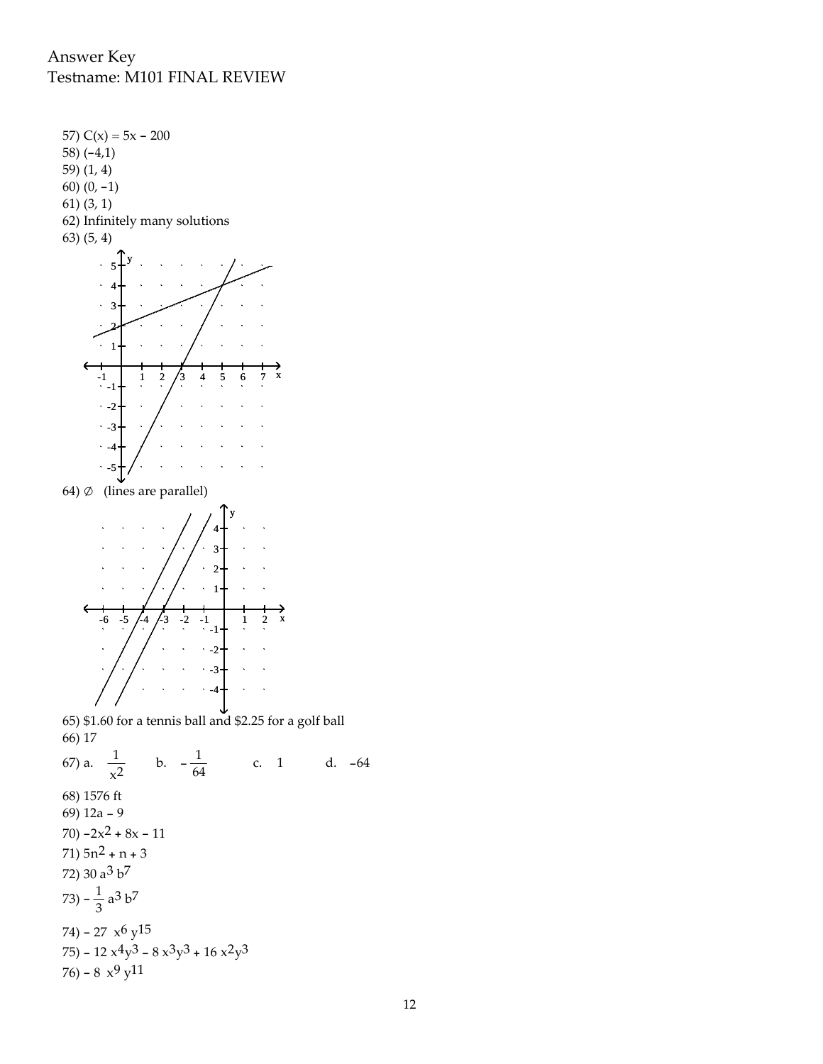Answer Key
Testname: M101 FINAL REVIEW

57) $C(x) = 5x - 200$

58) $(-4,1)$

59) $(1, 4)$

60) $(0, -1)$

61) $(3, 1)$

62) Infinitely many solutions

63) $(5, 4)$

64) $\varnothing$ (lines are parallel)

65) \$1.60 for a tennis ball and \$2.25 for a golf ball

66) 17

67) a. $\dfrac{1}{x^2}$ b. $-\dfrac{1}{64}$ c. $1$ d. $-64$

68) 1576 ft

69) $12a - 9$

70) $-2x^2 + 8x - 11$

71) $5n^2 + n + 3$

72) $30a^3b^7$

73) $-\dfrac{1}{3}a^3b^7$

74) $-27x^6y^{15}$

75) $-12x^4y^3 - 8x^3y^3 + 16x^2y^3$

76) $-8x^9y^{11}$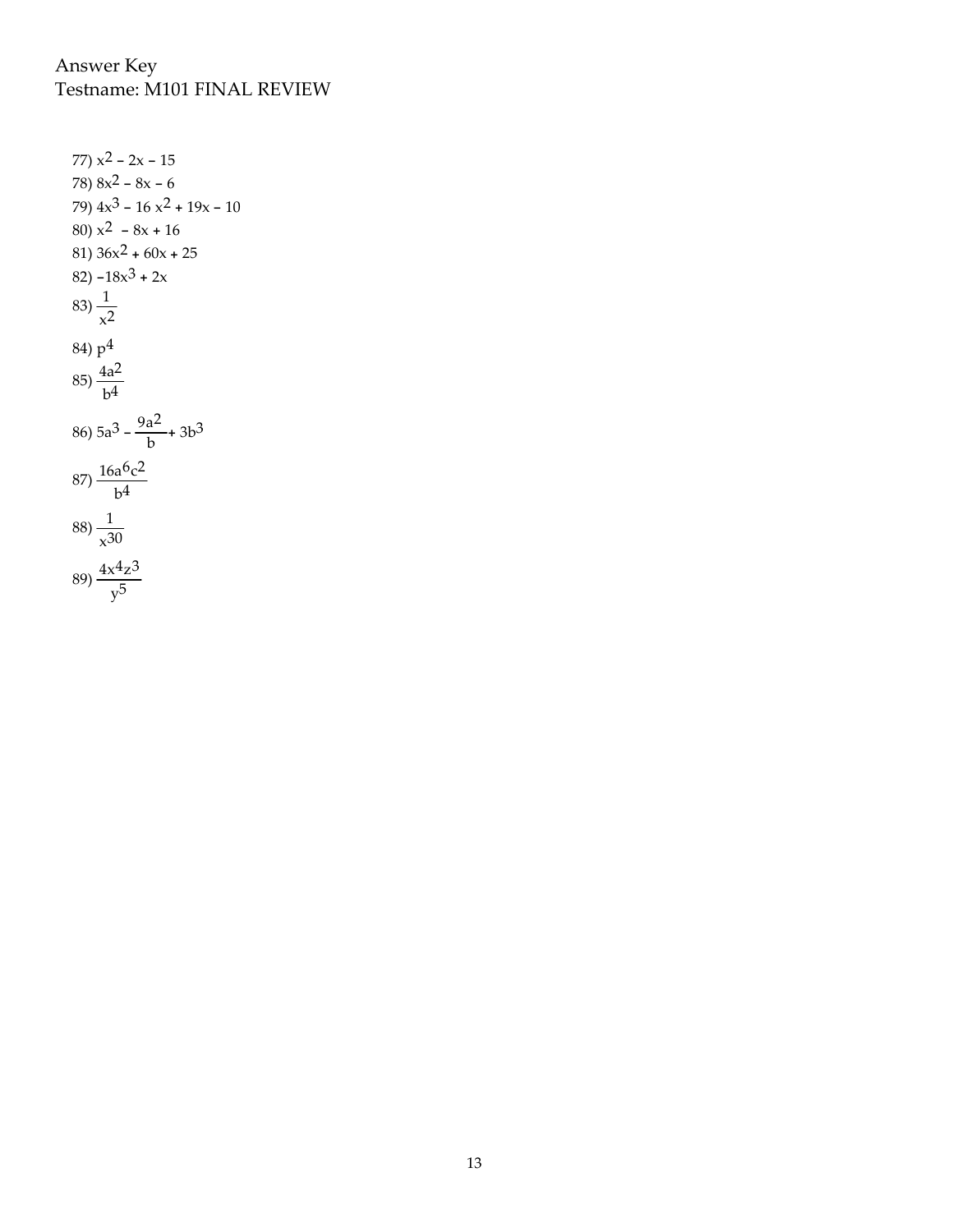Answer Key
Testname: M101 FINAL REVIEW

77) $x^2 - 2x - 15$

78) $8x^2 - 8x - 6$

79) $4x^3 - 16x^2 + 19x - 10$

80) $x^2 - 8x + 16$

81) $36x^2 + 60x + 25$

82) $-18x^3 + 2x$

83) $\dfrac{1}{x^2}$

84) $p^4$

85) $\dfrac{4a^2}{b^4}$

86) $5a^3 - \dfrac{9a^2}{b} + 3b^3$

87) $\dfrac{16a^6c^2}{b^4}$

88) $\dfrac{1}{x^{30}}$

89) $\dfrac{4x^4z^3}{y^5}$